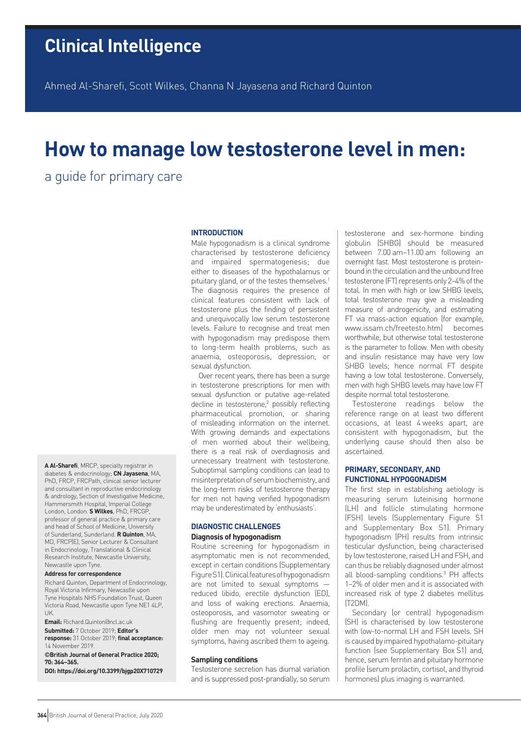# Clinical Intelligence

Ahmed Al-Sharefi, Scott Wilkes, Channa N Jayasena and Richard Quinton

# How to manage low testosterone level in men:

## a guide for primary care

**A Al-Sharefi**, MRCP, specialty registrar in diabetes & endocrinology; **CN Jayasena**, MA, PhD, FRCP, FRCPath, clinical senior lecturer and consultant in reproductive endocrinology & andrology, Section of Investigative Medicine, Hammersmith Hospital, Imperial College London, London. **S Wilkes**, PhD, FRCGP, professor of general practice & primary care and head of School of Medicine, University of Sunderland, Sunderland. **R Quinton**, MA, MD, FRCP(E), Senior Lecturer & Consultant in Endocrinology, Translational & Clinical Research Institute, Newcastle University, Newcastle upon Tyne.

**Address for correspondence**

Richard Quinton, Department of Endocrinology, Royal Victoria Infirmary, Newcastle upon Tyne Hospitals NHS Foundation Trust, Queen Victoria Road, Newcastle upon Tyne NE1 4LP, UK.

**Email:** Richard.Quinton@ncl.ac.uk

**Submitted:** 7 October 2019; **Editor's response:** 31 October 2019; **final acceptance:** 14 November 2019.

**©British Journal of General Practice 2020; 70: 364–365.**

**DOI: https://doi.org/10.3399/bjgp20X710729**

### INTRODUCTION

Male hypogonadism is a clinical syndrome characterised by testosterone deficiency and impaired spermatogenesis; due either to diseases of the hypothalamus or pituitary gland, or of the testes themselves.[1] The diagnosis requires the presence of clinical features consistent with lack of testosterone plus the finding of persistent and unequivocally low serum testosterone levels. Failure to recognise and treat men with hypogonadism may predispose them to long-term health problems, such as anaemia, osteoporosis, depression, or sexual dysfunction.

Over recent years, there has been a surge in testosterone prescriptions for men with sexual dysfunction or putative age-related decline in testosterone,[2] possibly reflecting pharmaceutical promotion, or sharing of misleading information on the internet. With growing demands and expectations of men worried about their wellbeing, there is a real risk of overdiagnosis and unnecessary treatment with testosterone. Suboptimal sampling conditions can lead to misinterpretation of serum biochemistry, and the long-term risks of testosterone therapy for men not having verified hypogonadism may be underestimated by 'enthusiasts'.

### DIAGNOSTIC CHALLENGES

#### Diagnosis of hypogonadism

Routine screening for hypogonadism in asymptomatic men is not recommended, except in certain conditions (Supplementary Figure S1). Clinical features of hypogonadism are not limited to sexual symptoms — reduced libido, erectile dysfunction (ED), and loss of waking erections. Anaemia, osteoporosis, and vasomotor sweating or flushing are frequently present; indeed, older men may not volunteer sexual symptoms, having ascribed them to ageing.

#### Sampling conditions

Testosterone secretion has diurnal variation and is suppressed post-prandially, so serum testosterone and sex-hormone binding globulin (SHBG) should be measured between 7.00 am–11.00 am following an overnight fast. Most testosterone is protein-bound in the circulation and the unbound free testosterone (FT) represents only 2–4% of the total. In men with high or low SHBG levels, total testosterone may give a misleading measure of androgenicity, and estimating FT via mass-action equation (for example, www.issam.ch/freetesto.htm) becomes worthwhile, but otherwise total testosterone is the parameter to follow. Men with obesity and insulin resistance may have very low SHBG levels; hence normal FT despite having a low total testosterone. Conversely, men with high SHBG levels may have low FT despite normal total testosterone.

Testosterone readings below the reference range on at least two different occasions, at least 4 weeks apart, are consistent with hypogonadism, but the underlying cause should then also be ascertained.

### PRIMARY, SECONDARY, AND FUNCTIONAL HYPOGONADISM

The first step in establishing aetiology is measuring serum luteinising hormone (LH) and follicle stimulating hormone (FSH) levels (Supplementary Figure S1 and Supplementary Box S1). Primary hypogonadism (PH) results from intrinsic testicular dysfunction, being characterised by low testosterone, raised LH and FSH, and can thus be reliably diagnosed under almost all blood-sampling conditions.[3] PH affects 1–2% of older men and it is associated with increased risk of type 2 diabetes mellitus (T2DM).

Secondary (or central) hypogonadism (SH) is characterised by low testosterone with low-to-normal LH and FSH levels. SH is caused by impaired hypothalamo-pituitary function (see Supplementary Box S1) and, hence, serum ferritin and pituitary hormone profile (serum prolactin, cortisol, and thyroid hormones) plus imaging is warranted.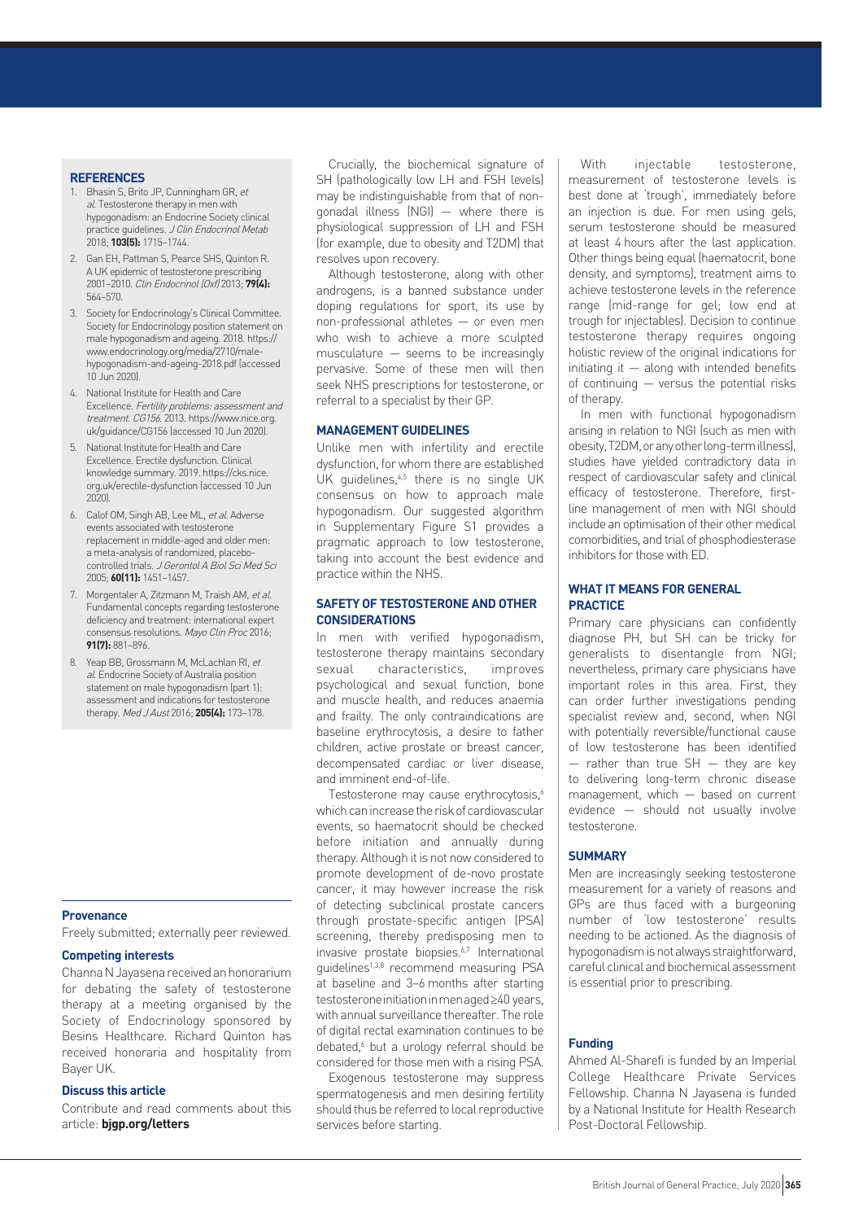## REFERENCES

1. Bhasin S, Brito JP, Cunningham GR, *et al*. Testosterone therapy in men with hypogonadism: an Endocrine Society clinical practice guidelines. *J Clin Endocrinol Metab* 2018; **103(5):** 1715–1744.
2. Gan EH, Pattman S, Pearce SHS, Quinton R. A UK epidemic of testosterone prescribing 2001–2010. *Clin Endocrinol (Oxf)* 2013; **79(4):** 564–570.
3. Society for Endocrinology's Clinical Committee. Society for Endocrinology position statement on male hypogonadism and ageing. 2018. https://www.endocrinology.org/media/2710/male-hypogonadism-and-ageing-2018.pdf (accessed 10 Jun 2020).
4. National Institute for Health and Care Excellence. *Fertility problems: assessment and treatment. CG156.* 2013. https://www.nice.org.uk/guidance/CG156 (accessed 10 Jun 2020).
5. National Institute for Health and Care Excellence. Erectile dysfunction. Clinical knowledge summary. 2019. https://cks.nice.org.uk/erectile-dysfunction (accessed 10 Jun 2020).
6. Calof OM, Singh AB, Lee ML, *et al*. Adverse events associated with testosterone replacement in middle-aged and older men: a meta-analysis of randomized, placebo-controlled trials. *J Gerontol A Biol Sci Med Sci* 2005; **60(11):** 1451–1457.
7. Morgentaler A, Zitzmann M, Traish AM, *et al*. Fundamental concepts regarding testosterone deficiency and treatment: international expert consensus resolutions. *Mayo Clin Proc* 2016; **91(7):** 881–896.
8. Yeap BB, Grossmann M, McLachlan RI, *et al*. Endocrine Society of Australia position statement on male hypogonadism (part 1): assessment and indications for testosterone therapy. *Med J Aust* 2016; **205(4):** 173–178.

### Provenance

Freely submitted; externally peer reviewed.

### Competing interests

Channa N Jayasena received an honorarium for debating the safety of testosterone therapy at a meeting organised by the Society of Endocrinology sponsored by Besins Healthcare. Richard Quinton has received honoraria and hospitality from Bayer UK.

### Discuss this article

Contribute and read comments about this article: **bjgp.org/letters**

Crucially, the biochemical signature of SH (pathologically low LH and FSH levels) may be indistinguishable from that of non-gonadal illness (NGI) — where there is physiological suppression of LH and FSH (for example, due to obesity and T2DM) that resolves upon recovery.

Although testosterone, along with other androgens, is a banned substance under doping regulations for sport, its use by non-professional athletes — or even men who wish to achieve a more sculpted musculature — seems to be increasingly pervasive. Some of these men will then seek NHS prescriptions for testosterone, or referral to a specialist by their GP.

## MANAGEMENT GUIDELINES

Unlike men with infertility and erectile dysfunction, for whom there are established UK guidelines,[4,5] there is no single UK consensus on how to approach male hypogonadism. Our suggested algorithm in Supplementary Figure S1 provides a pragmatic approach to low testosterone, taking into account the best evidence and practice within the NHS.

## SAFETY OF TESTOSTERONE AND OTHER CONSIDERATIONS

In men with verified hypogonadism, testosterone therapy maintains secondary sexual characteristics, improves psychological and sexual function, bone and muscle health, and reduces anaemia and frailty. The only contraindications are baseline erythrocytosis, a desire to father children, active prostate or breast cancer, decompensated cardiac or liver disease, and imminent end-of-life.

Testosterone may cause erythrocytosis,[6] which can increase the risk of cardiovascular events, so haematocrit should be checked before initiation and annually during therapy. Although it is not now considered to promote development of de-novo prostate cancer, it may however increase the risk of detecting subclinical prostate cancers through prostate-specific antigen (PSA) screening, thereby predisposing men to invasive prostate biopsies.[6,7] International guidelines[1,3,8] recommend measuring PSA at baseline and 3–6 months after starting testosterone initiation in men aged ≥40 years, with annual surveillance thereafter. The role of digital rectal examination continues to be debated,[6] but a urology referral should be considered for those men with a rising PSA.

Exogenous testosterone may suppress spermatogenesis and men desiring fertility should thus be referred to local reproductive services before starting.

With injectable testosterone, measurement of testosterone levels is best done at 'trough', immediately before an injection is due. For men using gels, serum testosterone should be measured at least 4 hours after the last application. Other things being equal (haematocrit, bone density, and symptoms), treatment aims to achieve testosterone levels in the reference range (mid-range for gel; low end at trough for injectables). Decision to continue testosterone therapy requires ongoing holistic review of the original indications for initiating it — along with intended benefits of continuing — versus the potential risks of therapy.

In men with functional hypogonadism arising in relation to NGI (such as men with obesity, T2DM, or any other long-term illness), studies have yielded contradictory data in respect of cardiovascular safety and clinical efficacy of testosterone. Therefore, first-line management of men with NGI should include an optimisation of their other medical comorbidities, and trial of phosphodiesterase inhibitors for those with ED.

## WHAT IT MEANS FOR GENERAL PRACTICE

Primary care physicians can confidently diagnose PH, but SH can be tricky for generalists to disentangle from NGI; nevertheless, primary care physicians have important roles in this area. First, they can order further investigations pending specialist review and, second, when NGI with potentially reversible/functional cause of low testosterone has been identified — rather than true SH — they are key to delivering long-term chronic disease management, which — based on current evidence — should not usually involve testosterone.

## SUMMARY

Men are increasingly seeking testosterone measurement for a variety of reasons and GPs are thus faced with a burgeoning number of 'low testosterone' results needing to be actioned. As the diagnosis of hypogonadism is not always straightforward, careful clinical and biochemical assessment is essential prior to prescribing.

### Funding

Ahmed Al-Sharefi is funded by an Imperial College Healthcare Private Services Fellowship. Channa N Jayasena is funded by a National Institute for Health Research Post-Doctoral Fellowship.